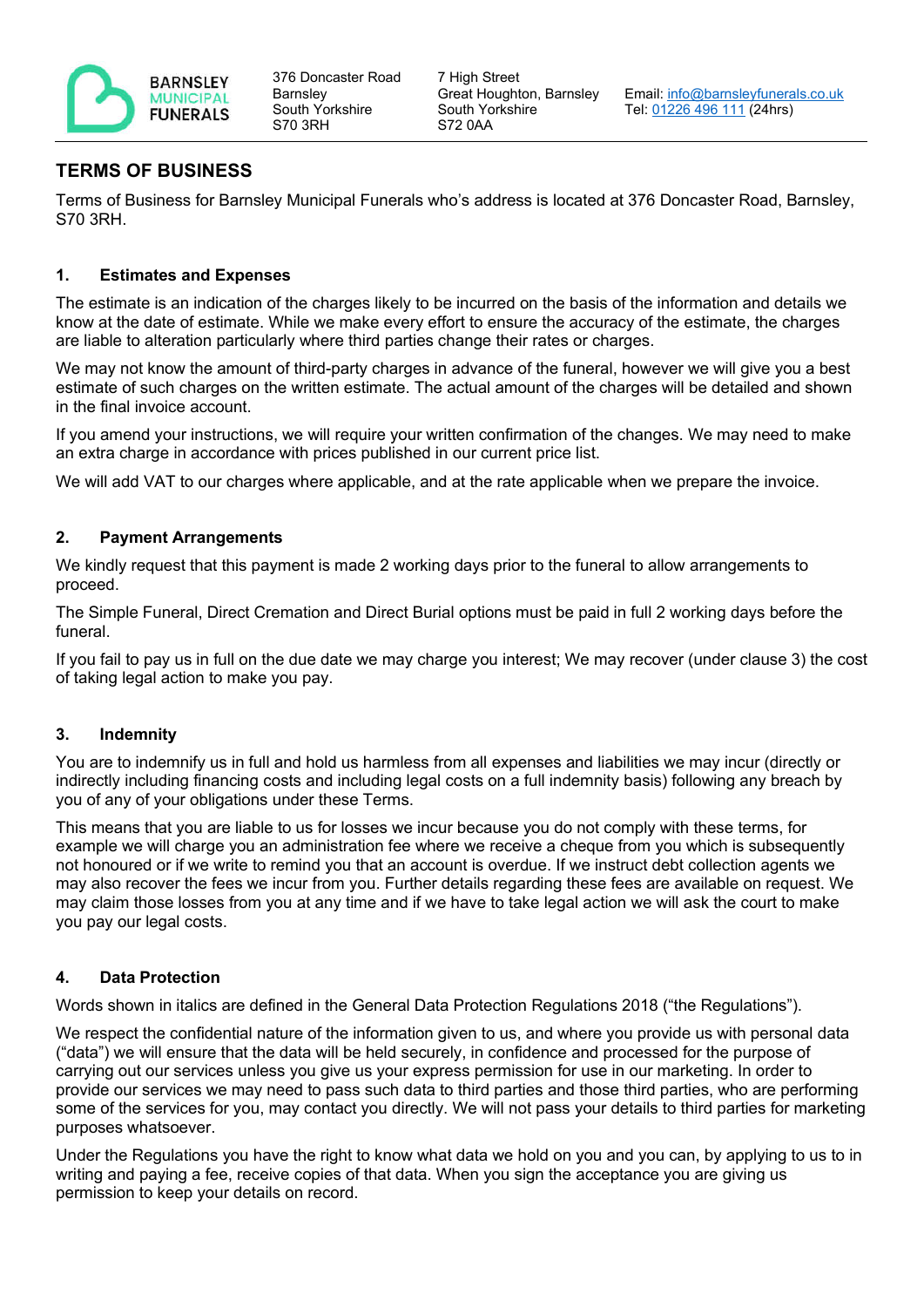BARNSLEY MUNICIPAL FUNERALS

376 Doncaster Road
Barnsley
South Yorkshire
S70 3RH

7 High Street
Great Houghton, Barnsley
South Yorkshire
S72 0AA

Email: info@barnsleyfunerals.co.uk
Tel: 01226 496 111 (24hrs)

## TERMS OF BUSINESS

Terms of Business for Barnsley Municipal Funerals who's address is located at 376 Doncaster Road, Barnsley, S70 3RH.

### 1. Estimates and Expenses

The estimate is an indication of the charges likely to be incurred on the basis of the information and details we know at the date of estimate. While we make every effort to ensure the accuracy of the estimate, the charges are liable to alteration particularly where third parties change their rates or charges.

We may not know the amount of third-party charges in advance of the funeral, however we will give you a best estimate of such charges on the written estimate. The actual amount of the charges will be detailed and shown in the final invoice account.

If you amend your instructions, we will require your written confirmation of the changes. We may need to make an extra charge in accordance with prices published in our current price list.

We will add VAT to our charges where applicable, and at the rate applicable when we prepare the invoice.

### 2. Payment Arrangements

We kindly request that this payment is made 2 working days prior to the funeral to allow arrangements to proceed.

The Simple Funeral, Direct Cremation and Direct Burial options must be paid in full 2 working days before the funeral.

If you fail to pay us in full on the due date we may charge you interest; We may recover (under clause 3) the cost of taking legal action to make you pay.

### 3. Indemnity

You are to indemnify us in full and hold us harmless from all expenses and liabilities we may incur (directly or indirectly including financing costs and including legal costs on a full indemnity basis) following any breach by you of any of your obligations under these Terms.

This means that you are liable to us for losses we incur because you do not comply with these terms, for example we will charge you an administration fee where we receive a cheque from you which is subsequently not honoured or if we write to remind you that an account is overdue. If we instruct debt collection agents we may also recover the fees we incur from you. Further details regarding these fees are available on request. We may claim those losses from you at any time and if we have to take legal action we will ask the court to make you pay our legal costs.

### 4. Data Protection

Words shown in italics are defined in the General Data Protection Regulations 2018 ("the Regulations").

We respect the confidential nature of the information given to us, and where you provide us with personal data ("data") we will ensure that the data will be held securely, in confidence and processed for the purpose of carrying out our services unless you give us your express permission for use in our marketing. In order to provide our services we may need to pass such data to third parties and those third parties, who are performing some of the services for you, may contact you directly. We will not pass your details to third parties for marketing purposes whatsoever.

Under the Regulations you have the right to know what data we hold on you and you can, by applying to us to in writing and paying a fee, receive copies of that data. When you sign the acceptance you are giving us permission to keep your details on record.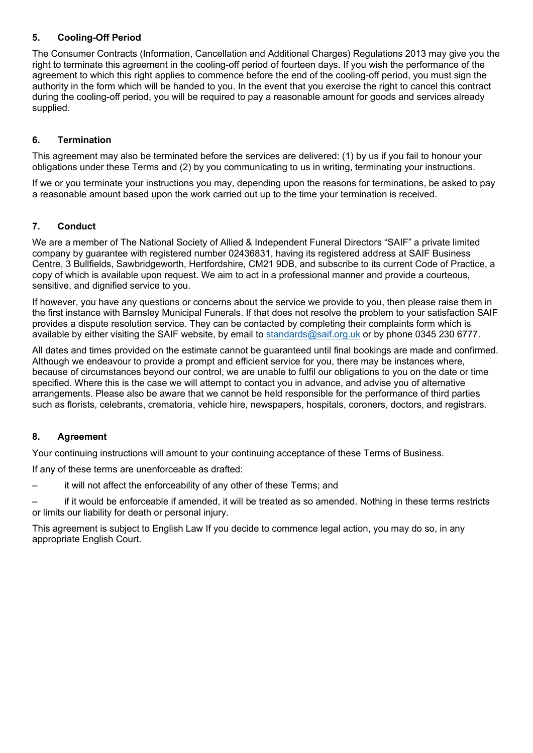## 5. Cooling-Off Period

The Consumer Contracts (Information, Cancellation and Additional Charges) Regulations 2013 may give you the right to terminate this agreement in the cooling-off period of fourteen days. If you wish the performance of the agreement to which this right applies to commence before the end of the cooling-off period, you must sign the authority in the form which will be handed to you. In the event that you exercise the right to cancel this contract during the cooling-off period, you will be required to pay a reasonable amount for goods and services already supplied.

## 6. Termination

This agreement may also be terminated before the services are delivered: (1) by us if you fail to honour your obligations under these Terms and (2) by you communicating to us in writing, terminating your instructions.

If we or you terminate your instructions you may, depending upon the reasons for terminations, be asked to pay a reasonable amount based upon the work carried out up to the time your termination is received.

## 7. Conduct

We are a member of The National Society of Allied & Independent Funeral Directors "SAIF" a private limited company by guarantee with registered number 02436831, having its registered address at SAIF Business Centre, 3 Bullfields, Sawbridgeworth, Hertfordshire, CM21 9DB, and subscribe to its current Code of Practice, a copy of which is available upon request. We aim to act in a professional manner and provide a courteous, sensitive, and dignified service to you.

If however, you have any questions or concerns about the service we provide to you, then please raise them in the first instance with Barnsley Municipal Funerals. If that does not resolve the problem to your satisfaction SAIF provides a dispute resolution service. They can be contacted by completing their complaints form which is available by either visiting the SAIF website, by email to standards@saif.org.uk or by phone 0345 230 6777.

All dates and times provided on the estimate cannot be guaranteed until final bookings are made and confirmed. Although we endeavour to provide a prompt and efficient service for you, there may be instances where, because of circumstances beyond our control, we are unable to fulfil our obligations to you on the date or time specified. Where this is the case we will attempt to contact you in advance, and advise you of alternative arrangements. Please also be aware that we cannot be held responsible for the performance of third parties such as florists, celebrants, crematoria, vehicle hire, newspapers, hospitals, coroners, doctors, and registrars.

## 8. Agreement

Your continuing instructions will amount to your continuing acceptance of these Terms of Business.

If any of these terms are unenforceable as drafted:

– it will not affect the enforceability of any other of these Terms; and

– if it would be enforceable if amended, it will be treated as so amended. Nothing in these terms restricts or limits our liability for death or personal injury.

This agreement is subject to English Law If you decide to commence legal action, you may do so, in any appropriate English Court.